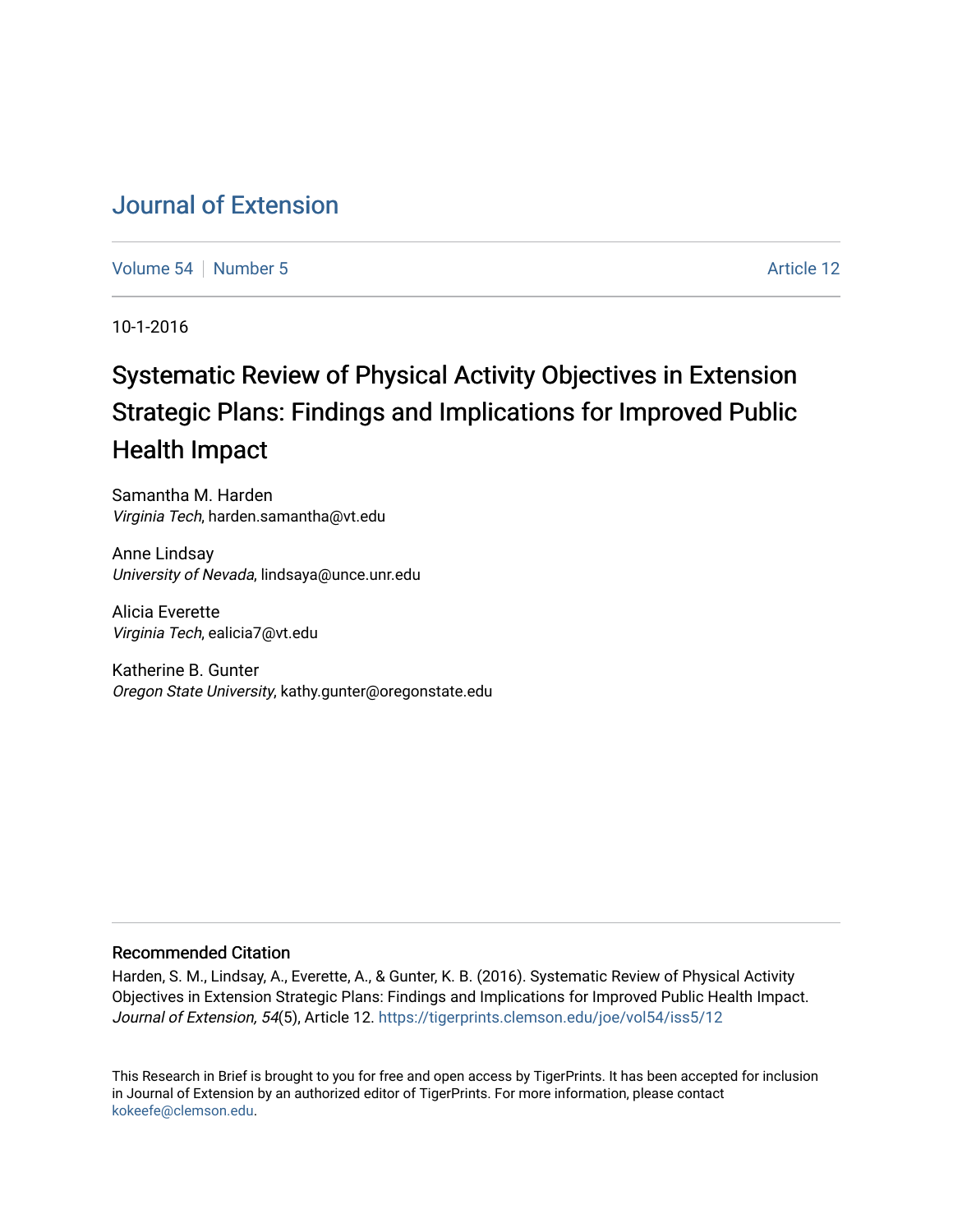# Journal of Extension

Volume 54 | Number 5 Article 12

10-1-2016

## Systematic Review of Physical Activity Objectives in Extension Strategic Plans: Findings and Implications for Improved Public Health Impact

Samantha M. Harden
*Virginia Tech*, harden.samantha@vt.edu

Anne Lindsay
*University of Nevada*, lindsaya@unce.unr.edu

Alicia Everette
*Virginia Tech*, ealicia7@vt.edu

Katherine B. Gunter
*Oregon State University*, kathy.gunter@oregonstate.edu

### Recommended Citation

Harden, S. M., Lindsay, A., Everette, A., & Gunter, K. B. (2016). Systematic Review of Physical Activity Objectives in Extension Strategic Plans: Findings and Implications for Improved Public Health Impact. *Journal of Extension, 54*(5), Article 12. https://tigerprints.clemson.edu/joe/vol54/iss5/12

This Research in Brief is brought to you for free and open access by TigerPrints. It has been accepted for inclusion in Journal of Extension by an authorized editor of TigerPrints. For more information, please contact kokeefe@clemson.edu.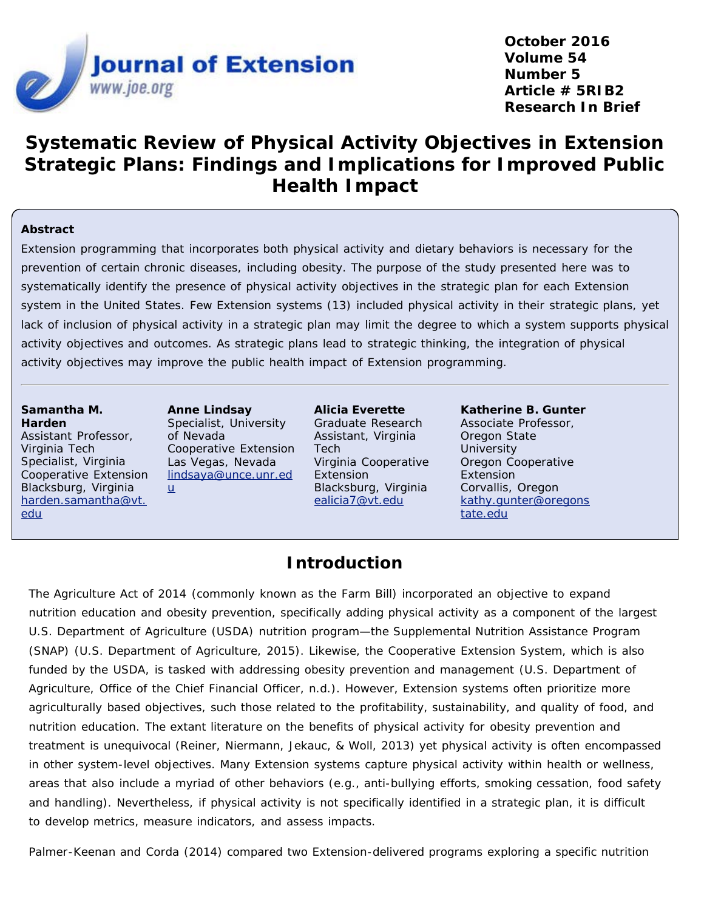October 2016
Volume 54
Number 5
Article # 5RIB2
Research In Brief

# Systematic Review of Physical Activity Objectives in Extension Strategic Plans: Findings and Implications for Improved Public Health Impact

**Abstract**

Extension programming that incorporates both physical activity and dietary behaviors is necessary for the prevention of certain chronic diseases, including obesity. The purpose of the study presented here was to systematically identify the presence of physical activity objectives in the strategic plan for each Extension system in the United States. Few Extension systems (13) included physical activity in their strategic plans, yet lack of inclusion of physical activity in a strategic plan may limit the degree to which a system supports physical activity objectives and outcomes. As strategic plans lead to strategic thinking, the integration of physical activity objectives may improve the public health impact of Extension programming.

---

**Samantha M. Harden**
Assistant Professor, Virginia Tech
Specialist, Virginia Cooperative Extension
Blacksburg, Virginia
harden.samantha@vt.edu

**Anne Lindsay**
Specialist, University of Nevada Cooperative Extension
Las Vegas, Nevada
lindsaya@unce.unr.edu

**Alicia Everette**
Graduate Research Assistant, Virginia Tech
Virginia Cooperative Extension
Blacksburg, Virginia
ealicia7@vt.edu

**Katherine B. Gunter**
Associate Professor, Oregon State University
Oregon Cooperative Extension
Corvallis, Oregon
kathy.gunter@oregonstate.edu

## Introduction

The Agriculture Act of 2014 (commonly known as the Farm Bill) incorporated an objective to expand nutrition education and obesity prevention, specifically adding physical activity as a component of the largest U.S. Department of Agriculture (USDA) nutrition program—the Supplemental Nutrition Assistance Program (SNAP) (U.S. Department of Agriculture, 2015). Likewise, the Cooperative Extension System, which is also funded by the USDA, is tasked with addressing obesity prevention and management (U.S. Department of Agriculture, Office of the Chief Financial Officer, n.d.). However, Extension systems often prioritize more agriculturally based objectives, such those related to the profitability, sustainability, and quality of food, and nutrition education. The extant literature on the benefits of physical activity for obesity prevention and treatment is unequivocal (Reiner, Niermann, Jekauc, & Woll, 2013) yet physical activity is often encompassed in other system-level objectives. Many Extension systems capture physical activity within health or wellness, areas that also include a myriad of other behaviors (e.g., anti-bullying efforts, smoking cessation, food safety and handling). Nevertheless, if physical activity is not specifically identified in a strategic plan, it is difficult to develop metrics, measure indicators, and assess impacts.

Palmer-Keenan and Corda (2014) compared two Extension-delivered programs exploring a specific nutrition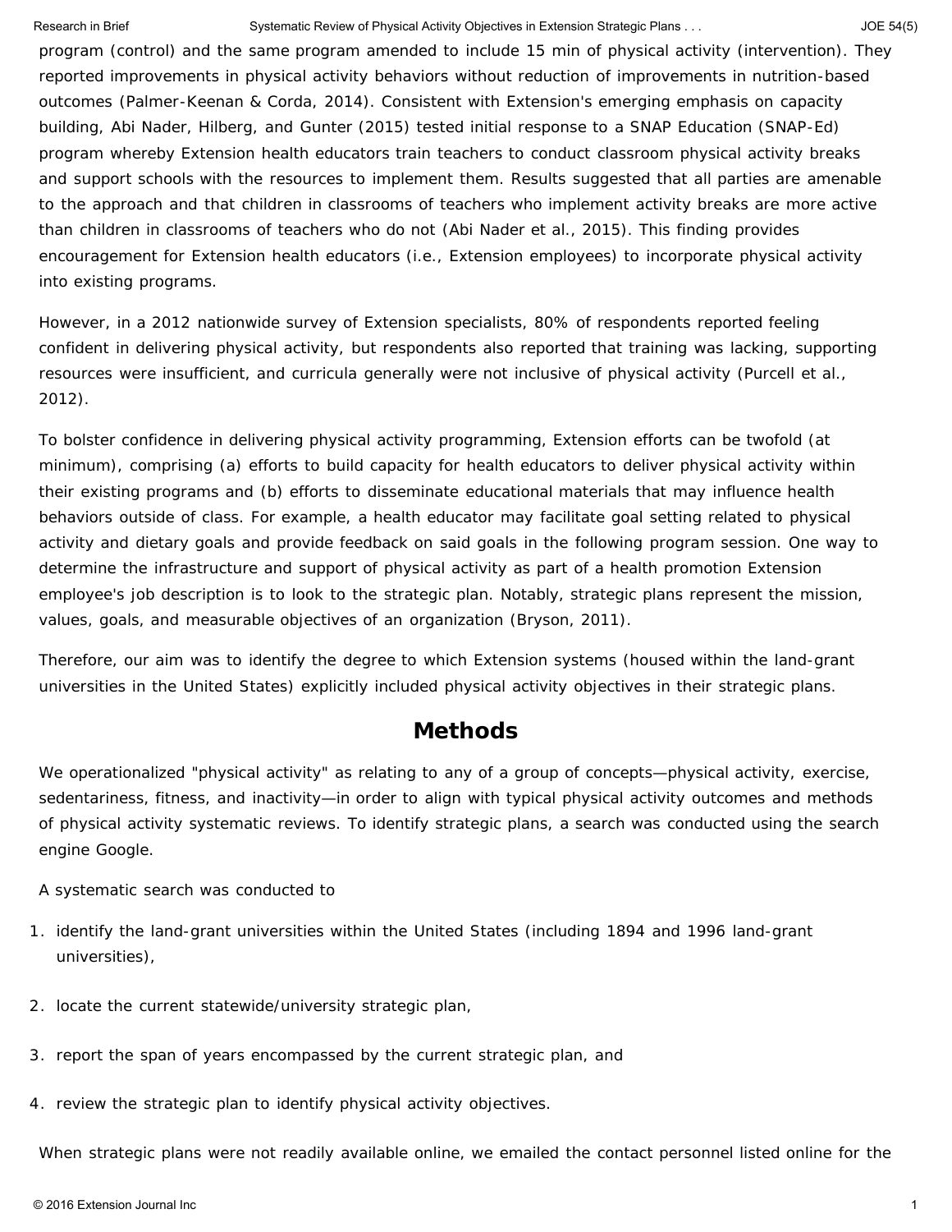program (control) and the same program amended to include 15 min of physical activity (intervention). They reported improvements in physical activity behaviors without reduction of improvements in nutrition-based outcomes (Palmer-Keenan & Corda, 2014). Consistent with Extension's emerging emphasis on capacity building, Abi Nader, Hilberg, and Gunter (2015) tested initial response to a SNAP Education (SNAP-Ed) program whereby Extension health educators train teachers to conduct classroom physical activity breaks and support schools with the resources to implement them. Results suggested that all parties are amenable to the approach and that children in classrooms of teachers who implement activity breaks are more active than children in classrooms of teachers who do not (Abi Nader et al., 2015). This finding provides encouragement for Extension health educators (i.e., Extension employees) to incorporate physical activity into existing programs.

However, in a 2012 nationwide survey of Extension specialists, 80% of respondents reported feeling confident in delivering physical activity, but respondents also reported that training was lacking, supporting resources were insufficient, and curricula generally were not inclusive of physical activity (Purcell et al., 2012).

To bolster confidence in delivering physical activity programming, Extension efforts can be twofold (at minimum), comprising (a) efforts to build capacity for health educators to deliver physical activity within their existing programs and (b) efforts to disseminate educational materials that may influence health behaviors outside of class. For example, a health educator may facilitate goal setting related to physical activity and dietary goals and provide feedback on said goals in the following program session. One way to determine the infrastructure and support of physical activity as part of a health promotion Extension employee's job description is to look to the strategic plan. Notably, strategic plans represent the mission, values, goals, and measurable objectives of an organization (Bryson, 2011).

Therefore, our aim was to identify the degree to which Extension systems (housed within the land-grant universities in the United States) explicitly included physical activity objectives in their strategic plans.

## Methods

We operationalized "physical activity" as relating to any of a group of concepts—physical activity, exercise, sedentariness, fitness, and inactivity—in order to align with typical physical activity outcomes and methods of physical activity systematic reviews. To identify strategic plans, a search was conducted using the search engine Google.

A systematic search was conducted to

1. identify the land-grant universities within the United States (including 1894 and 1996 land-grant universities),
2. locate the current statewide/university strategic plan,
3. report the span of years encompassed by the current strategic plan, and
4. review the strategic plan to identify physical activity objectives.

When strategic plans were not readily available online, we emailed the contact personnel listed online for the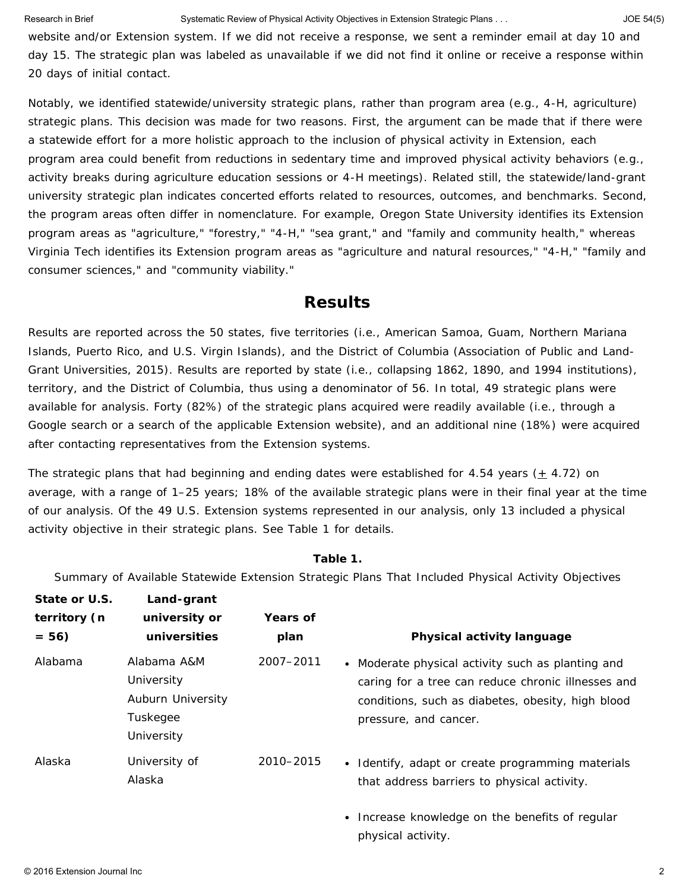website and/or Extension system. If we did not receive a response, we sent a reminder email at day 10 and day 15. The strategic plan was labeled as unavailable if we did not find it online or receive a response within 20 days of initial contact.

Notably, we identified statewide/university strategic plans, rather than program area (e.g., 4-H, agriculture) strategic plans. This decision was made for two reasons. First, the argument can be made that if there were a statewide effort for a more holistic approach to the inclusion of physical activity in Extension, each program area could benefit from reductions in sedentary time and improved physical activity behaviors (e.g., activity breaks during agriculture education sessions or 4-H meetings). Related still, the statewide/land-grant university strategic plan indicates concerted efforts related to resources, outcomes, and benchmarks. Second, the program areas often differ in nomenclature. For example, Oregon State University identifies its Extension program areas as "agriculture," "forestry," "4-H," "sea grant," and "family and community health," whereas Virginia Tech identifies its Extension program areas as "agriculture and natural resources," "4-H," "family and consumer sciences," and "community viability."

## Results

Results are reported across the 50 states, five territories (i.e., American Samoa, Guam, Northern Mariana Islands, Puerto Rico, and U.S. Virgin Islands), and the District of Columbia (Association of Public and Land-Grant Universities, 2015). Results are reported by state (i.e., collapsing 1862, 1890, and 1994 institutions), territory, and the District of Columbia, thus using a denominator of 56. In total, 49 strategic plans were available for analysis. Forty (82%) of the strategic plans acquired were readily available (i.e., through a Google search or a search of the applicable Extension website), and an additional nine (18%) were acquired after contacting representatives from the Extension systems.

The strategic plans that had beginning and ending dates were established for 4.54 years ($\pm$ 4.72) on average, with a range of 1–25 years; 18% of the available strategic plans were in their final year at the time of our analysis. Of the 49 U.S. Extension systems represented in our analysis, only 13 included a physical activity objective in their strategic plans. See Table 1 for details.

**Table 1.**

Summary of Available Statewide Extension Strategic Plans That Included Physical Activity Objectives

| State or U.S. territory (n = 56) | Land-grant university or universities | Years of plan | Physical activity language |
|---|---|---|---|
| Alabama | Alabama A&M University<br>Auburn University<br>Tuskegee University | 2007–2011 | • Moderate physical activity such as planting and caring for a tree can reduce chronic illnesses and conditions, such as diabetes, obesity, high blood pressure, and cancer. |
| Alaska | University of Alaska | 2010–2015 | • Identify, adapt or create programming materials that address barriers to physical activity.<br>• Increase knowledge on the benefits of regular physical activity. |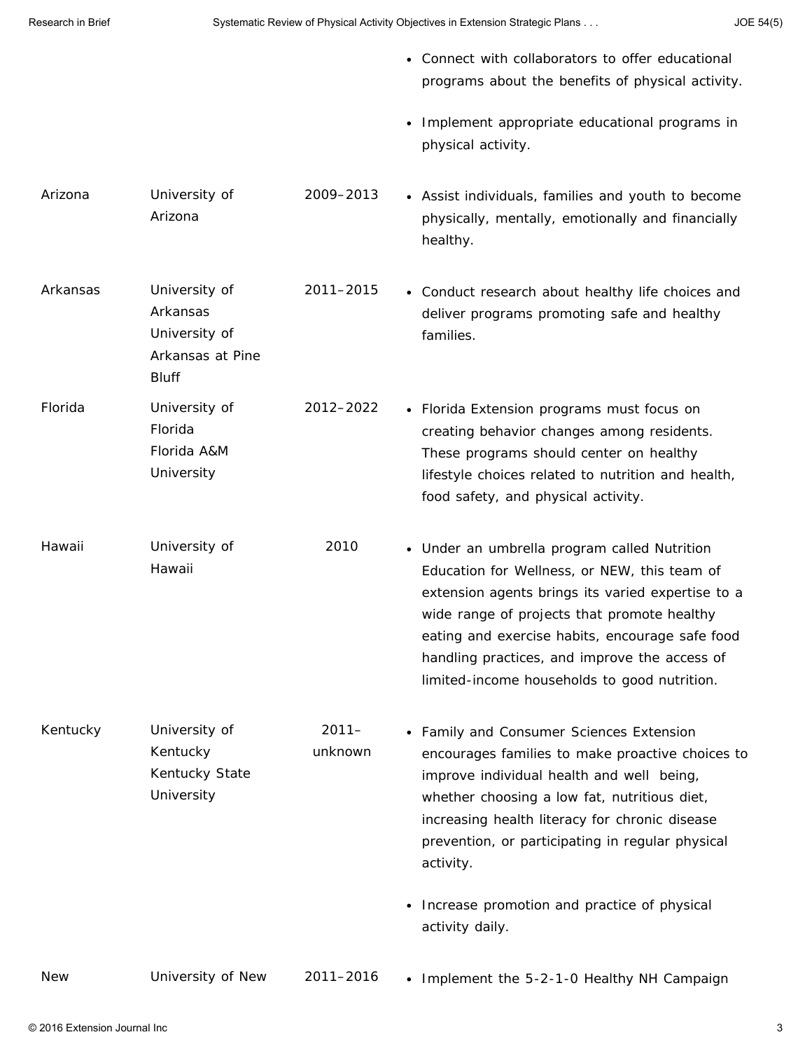| | | | |
|---|---|---|---|
| | | | • Connect with collaborators to offer educational programs about the benefits of physical activity.<br><br>• Implement appropriate educational programs in physical activity. |
| Arizona | University of Arizona | 2009–2013 | • Assist individuals, families and youth to become physically, mentally, emotionally and financially healthy. |
| Arkansas | University of Arkansas<br>University of Arkansas at Pine Bluff | 2011–2015 | • Conduct research about healthy life choices and deliver programs promoting safe and healthy families. |
| Florida | University of Florida<br>Florida A&M University | 2012–2022 | • Florida Extension programs must focus on creating behavior changes among residents. These programs should center on healthy lifestyle choices related to nutrition and health, food safety, and physical activity. |
| Hawaii | University of Hawaii | 2010 | • Under an umbrella program called Nutrition Education for Wellness, or NEW, this team of extension agents brings its varied expertise to a wide range of projects that promote healthy eating and exercise habits, encourage safe food handling practices, and improve the access of limited-income households to good nutrition. |
| Kentucky | University of Kentucky<br>Kentucky State University | 2011–unknown | • Family and Consumer Sciences Extension encourages families to make proactive choices to improve individual health and well being, whether choosing a low fat, nutritious diet, increasing health literacy for chronic disease prevention, or participating in regular physical activity.<br><br>• Increase promotion and practice of physical activity daily. |
| New | University of New | 2011–2016 | • Implement the 5-2-1-0 Healthy NH Campaign |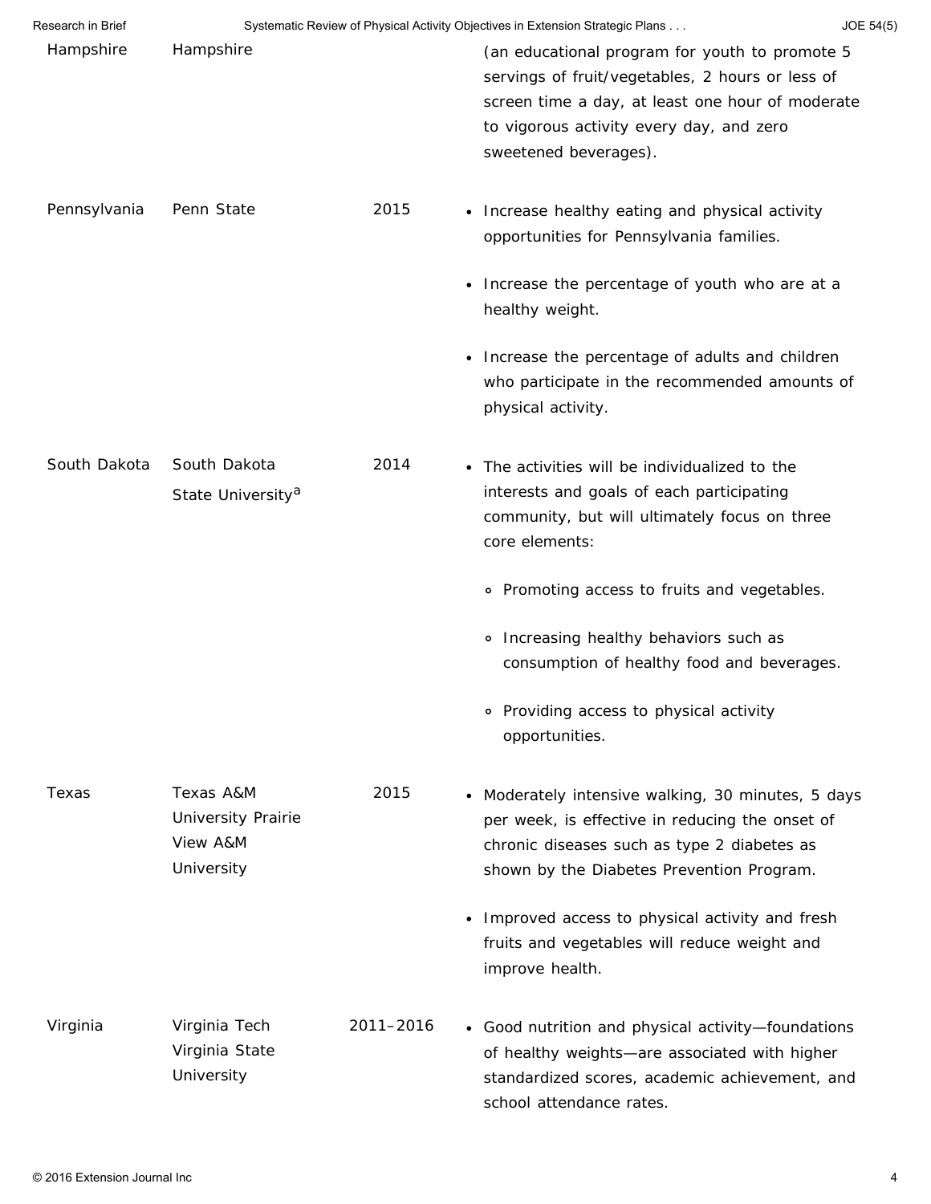| | | | |
|---|---|---|---|
| Hampshire | Hampshire | | (an educational program for youth to promote 5 servings of fruit/vegetables, 2 hours or less of screen time a day, at least one hour of moderate to vigorous activity every day, and zero sweetened beverages). |
| Pennsylvania | Penn State | 2015 | • Increase healthy eating and physical activity opportunities for Pennsylvania families.<br>• Increase the percentage of youth who are at a healthy weight.<br>• Increase the percentage of adults and children who participate in the recommended amounts of physical activity. |
| South Dakota | South Dakota State University[a] | 2014 | • The activities will be individualized to the interests and goals of each participating community, but will ultimately focus on three core elements:<br>∘ Promoting access to fruits and vegetables.<br>∘ Increasing healthy behaviors such as consumption of healthy food and beverages.<br>∘ Providing access to physical activity opportunities. |
| Texas | Texas A&M University Prairie View A&M University | 2015 | • Moderately intensive walking, 30 minutes, 5 days per week, is effective in reducing the onset of chronic diseases such as type 2 diabetes as shown by the Diabetes Prevention Program.<br>• Improved access to physical activity and fresh fruits and vegetables will reduce weight and improve health. |
| Virginia | Virginia Tech Virginia State University | 2011–2016 | • Good nutrition and physical activity—foundations of healthy weights—are associated with higher standardized scores, academic achievement, and school attendance rates. |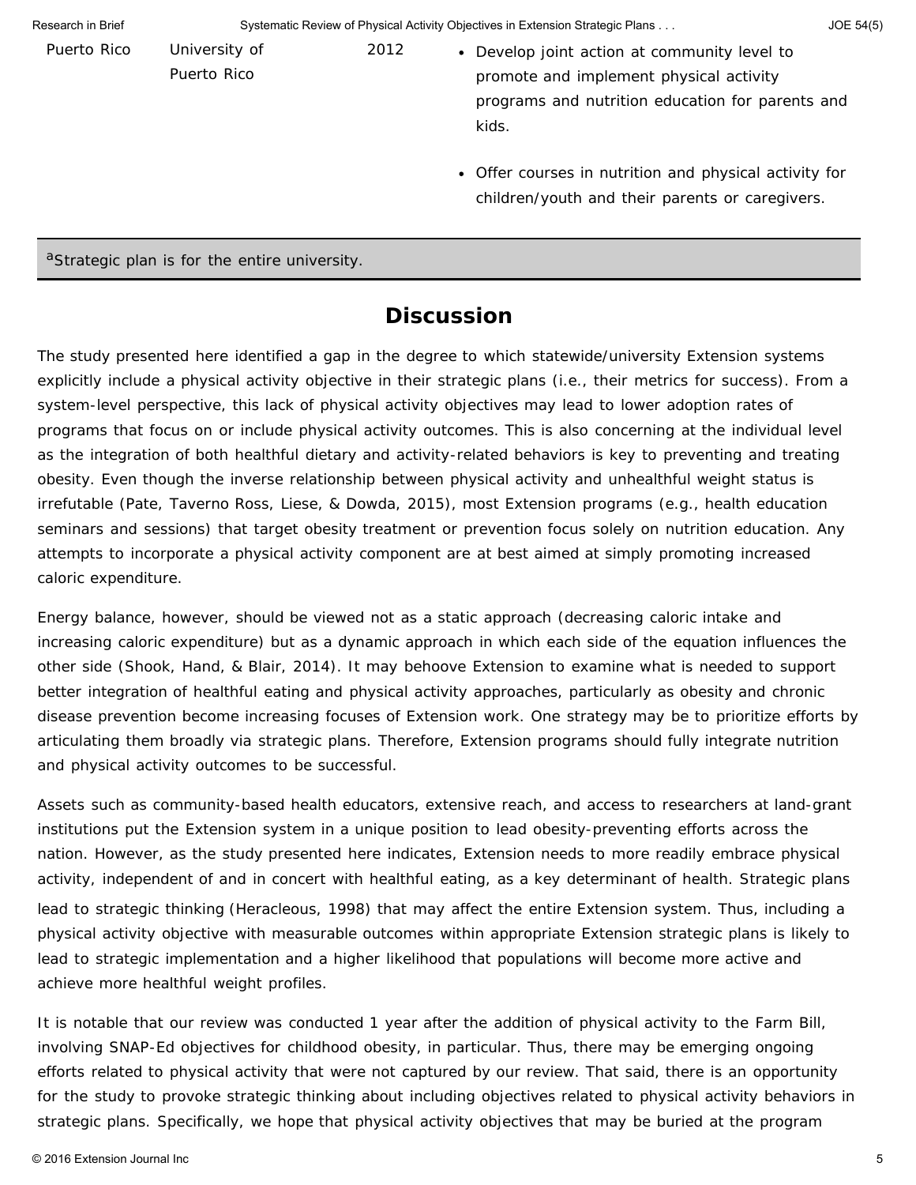| Puerto Rico | University of Puerto Rico | 2012 | • Develop joint action at community level to promote and implement physical activity programs and nutrition education for parents and kids. • Offer courses in nutrition and physical activity for children/youth and their parents or caregivers. |
|---|---|---|---|

[a]Strategic plan is for the entire university.

## Discussion

The study presented here identified a gap in the degree to which statewide/university Extension systems explicitly include a physical activity objective in their strategic plans (i.e., their metrics for success). From a system-level perspective, this lack of physical activity objectives may lead to lower adoption rates of programs that focus on or include physical activity outcomes. This is also concerning at the individual level as the integration of both healthful dietary and activity-related behaviors is key to preventing and treating obesity. Even though the inverse relationship between physical activity and unhealthful weight status is irrefutable (Pate, Taverno Ross, Liese, & Dowda, 2015), most Extension programs (e.g., health education seminars and sessions) that target obesity treatment or prevention focus solely on nutrition education. Any attempts to incorporate a physical activity component are at best aimed at simply promoting increased caloric expenditure.

Energy balance, however, should be viewed not as a static approach (decreasing caloric intake and increasing caloric expenditure) but as a dynamic approach in which each side of the equation influences the other side (Shook, Hand, & Blair, 2014). It may behoove Extension to examine what is needed to support better integration of healthful eating and physical activity approaches, particularly as obesity and chronic disease prevention become increasing focuses of Extension work. One strategy may be to prioritize efforts by articulating them broadly via strategic plans. Therefore, Extension programs should fully integrate nutrition and physical activity outcomes to be successful.

Assets such as community-based health educators, extensive reach, and access to researchers at land-grant institutions put the Extension system in a unique position to lead obesity-preventing efforts across the nation. However, as the study presented here indicates, Extension needs to more readily embrace physical activity, independent of and in concert with healthful eating, as a key determinant of health. Strategic plans lead to strategic thinking (Heracleous, 1998) that may affect the entire Extension system. Thus, including a physical activity objective with measurable outcomes within appropriate Extension strategic plans is likely to lead to strategic implementation and a higher likelihood that populations will become more active and achieve more healthful weight profiles.

It is notable that our review was conducted 1 year after the addition of physical activity to the Farm Bill, involving SNAP-Ed objectives for childhood obesity, in particular. Thus, there may be emerging ongoing efforts related to physical activity that were not captured by our review. That said, there is an opportunity for the study to provoke strategic thinking about including objectives related to physical activity behaviors in strategic plans. Specifically, we hope that physical activity objectives that may be buried at the program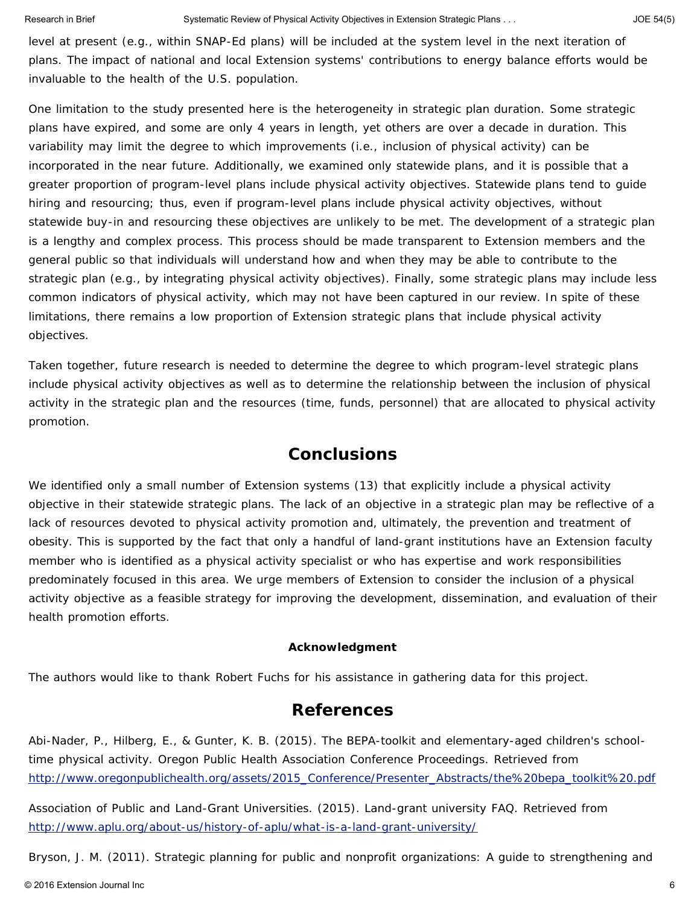level at present (e.g., within SNAP-Ed plans) will be included at the system level in the next iteration of plans. The impact of national and local Extension systems' contributions to energy balance efforts would be invaluable to the health of the U.S. population.

One limitation to the study presented here is the heterogeneity in strategic plan duration. Some strategic plans have expired, and some are only 4 years in length, yet others are over a decade in duration. This variability may limit the degree to which improvements (i.e., inclusion of physical activity) can be incorporated in the near future. Additionally, we examined only statewide plans, and it is possible that a greater proportion of program-level plans include physical activity objectives. Statewide plans tend to guide hiring and resourcing; thus, even if program-level plans include physical activity objectives, without statewide buy-in and resourcing these objectives are unlikely to be met. The development of a strategic plan is a lengthy and complex process. This process should be made transparent to Extension members and the general public so that individuals will understand how and when they may be able to contribute to the strategic plan (e.g., by integrating physical activity objectives). Finally, some strategic plans may include less common indicators of physical activity, which may not have been captured in our review. In spite of these limitations, there remains a low proportion of Extension strategic plans that include physical activity objectives.

Taken together, future research is needed to determine the degree to which program-level strategic plans include physical activity objectives as well as to determine the relationship between the inclusion of physical activity in the strategic plan and the resources (time, funds, personnel) that are allocated to physical activity promotion.

## Conclusions

We identified only a small number of Extension systems (13) that explicitly include a physical activity objective in their statewide strategic plans. The lack of an objective in a strategic plan may be reflective of a lack of resources devoted to physical activity promotion and, ultimately, the prevention and treatment of obesity. This is supported by the fact that only a handful of land-grant institutions have an Extension faculty member who is identified as a physical activity specialist or who has expertise and work responsibilities predominately focused in this area. We urge members of Extension to consider the inclusion of a physical activity objective as a feasible strategy for improving the development, dissemination, and evaluation of their health promotion efforts.

#### Acknowledgment

The authors would like to thank Robert Fuchs for his assistance in gathering data for this project.

## References

Abi-Nader, P., Hilberg, E., & Gunter, K. B. (2015). The BEPA-toolkit and elementary-aged children's school-time physical activity. Oregon Public Health Association Conference Proceedings. Retrieved from http://www.oregonpublichealth.org/assets/2015_Conference/Presenter_Abstracts/the%20bepa_toolkit%20.pdf

Association of Public and Land-Grant Universities. (2015). Land-grant university FAQ. Retrieved from http://www.aplu.org/about-us/history-of-aplu/what-is-a-land-grant-university/

Bryson, J. M. (2011). Strategic planning for public and nonprofit organizations: A guide to strengthening and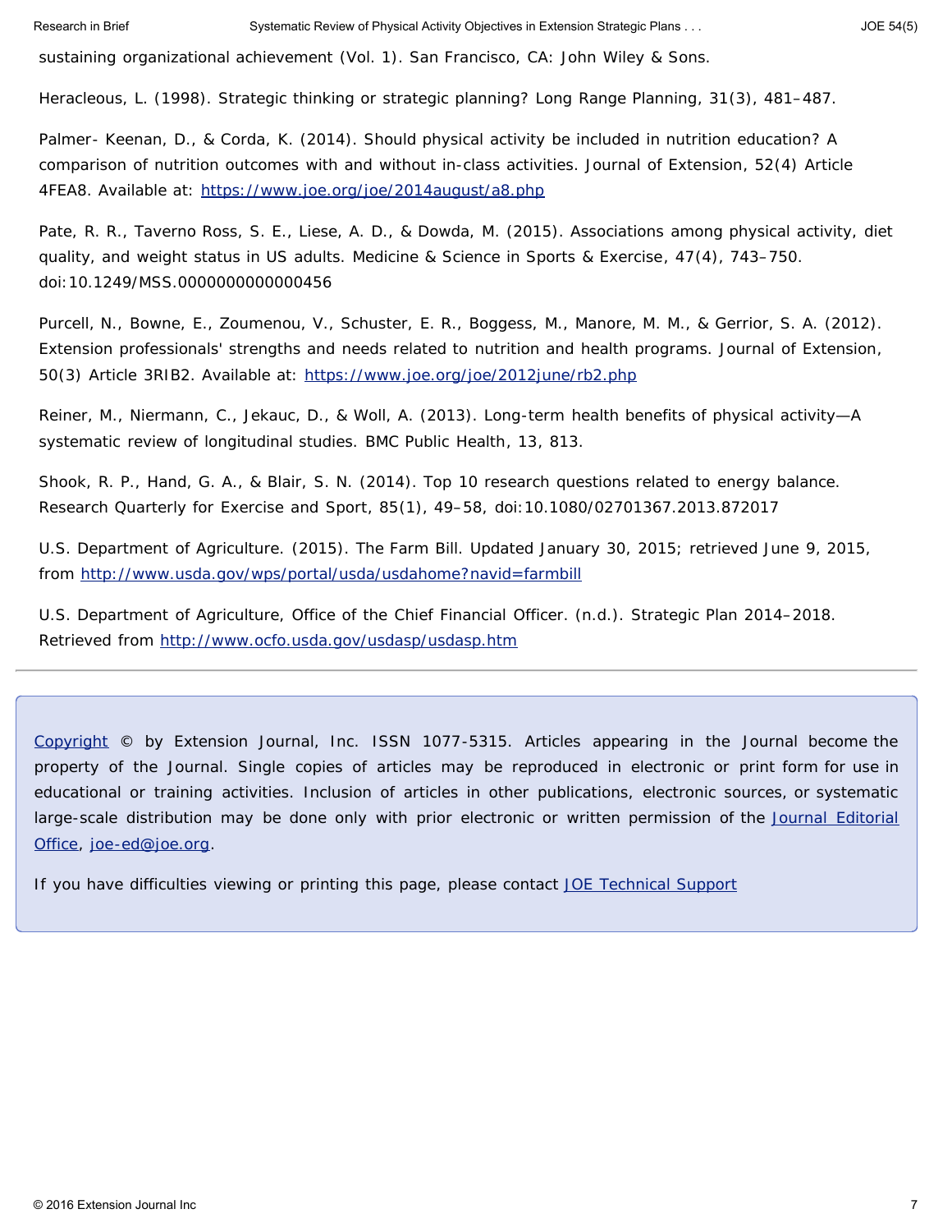sustaining organizational achievement (Vol. 1). San Francisco, CA: John Wiley & Sons.

Heracleous, L. (1998). Strategic thinking or strategic planning? Long Range Planning, 31(3), 481–487.

Palmer- Keenan, D., & Corda, K. (2014). Should physical activity be included in nutrition education? A comparison of nutrition outcomes with and without in-class activities. Journal of Extension, 52(4) Article 4FEA8. Available at: [https://www.joe.org/joe/2014august/a8.php](https://www.joe.org/joe/2014august/a8.php)

Pate, R. R., Taverno Ross, S. E., Liese, A. D., & Dowda, M. (2015). Associations among physical activity, diet quality, and weight status in US adults. Medicine & Science in Sports & Exercise, 47(4), 743–750. doi:10.1249/MSS.0000000000000456

Purcell, N., Bowne, E., Zoumenou, V., Schuster, E. R., Boggess, M., Manore, M. M., & Gerrior, S. A. (2012). Extension professionals' strengths and needs related to nutrition and health programs. Journal of Extension, 50(3) Article 3RIB2. Available at: [https://www.joe.org/joe/2012june/rb2.php](https://www.joe.org/joe/2012june/rb2.php)

Reiner, M., Niermann, C., Jekauc, D., & Woll, A. (2013). Long-term health benefits of physical activity—A systematic review of longitudinal studies. BMC Public Health, 13, 813.

Shook, R. P., Hand, G. A., & Blair, S. N. (2014). Top 10 research questions related to energy balance. Research Quarterly for Exercise and Sport, 85(1), 49–58, doi:10.1080/02701367.2013.872017

U.S. Department of Agriculture. (2015). The Farm Bill. Updated January 30, 2015; retrieved June 9, 2015, from [http://www.usda.gov/wps/portal/usda/usdahome?navid=farmbill](http://www.usda.gov/wps/portal/usda/usdahome?navid=farmbill)

U.S. Department of Agriculture, Office of the Chief Financial Officer. (n.d.). Strategic Plan 2014–2018. Retrieved from [http://www.ocfo.usda.gov/usdasp/usdasp.htm](http://www.ocfo.usda.gov/usdasp/usdasp.htm)

---

[Copyright](#) © by Extension Journal, Inc. ISSN 1077-5315. Articles appearing in the Journal become the property of the Journal. Single copies of articles may be reproduced in electronic or print form for use in educational or training activities. Inclusion of articles in other publications, electronic sources, or systematic large-scale distribution may be done only with prior electronic or written permission of the [Journal Editorial Office](#), [joe-ed@joe.org](mailto:joe-ed@joe.org).

If you have difficulties viewing or printing this page, please contact [JOE Technical Support](#)